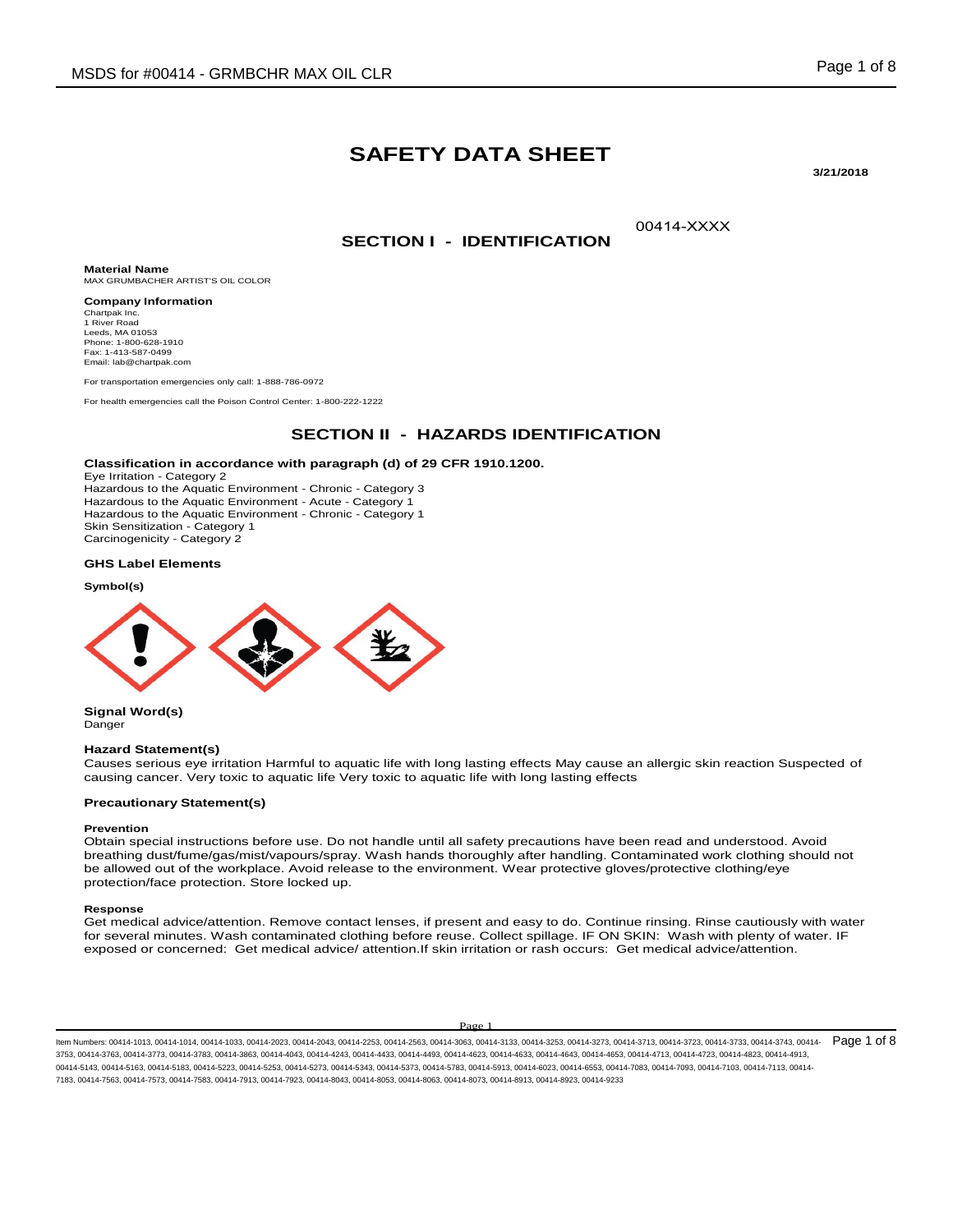# SAFETY DATA SHEET

**3/21/2018**

00414-XXXX

## SECTION I - IDENTIFICATION

**Material Name**
MAX GRUMBACHER ARTIST'S OIL COLOR

**Company Information**
Chartpak Inc.
1 River Road
Leeds, MA 01053
Phone: 1-800-628-1910
Fax: 1-413-587-0499
Email: lab@chartpak.com

For transportation emergencies only call: 1-888-786-0972

For health emergencies call the Poison Control Center: 1-800-222-1222

## SECTION II - HAZARDS IDENTIFICATION

**Classification in accordance with paragraph (d) of 29 CFR 1910.1200.**
Eye Irritation - Category 2
Hazardous to the Aquatic Environment - Chronic - Category 3
Hazardous to the Aquatic Environment - Acute - Category 1
Hazardous to the Aquatic Environment - Chronic - Category 1
Skin Sensitization - Category 1
Carcinogenicity - Category 2

**GHS Label Elements**

**Symbol(s)**

**Signal Word(s)**
Danger

**Hazard Statement(s)**
Causes serious eye irritation Harmful to aquatic life with long lasting effects May cause an allergic skin reaction Suspected of causing cancer. Very toxic to aquatic life Very toxic to aquatic life with long lasting effects

**Precautionary Statement(s)**

**Prevention**
Obtain special instructions before use. Do not handle until all safety precautions have been read and understood. Avoid breathing dust/fume/gas/mist/vapours/spray. Wash hands thoroughly after handling. Contaminated work clothing should not be allowed out of the workplace. Avoid release to the environment. Wear protective gloves/protective clothing/eye protection/face protection. Store locked up.

**Response**
Get medical advice/attention. Remove contact lenses, if present and easy to do. Continue rinsing. Rinse cautiously with water for several minutes. Wash contaminated clothing before reuse. Collect spillage. IF ON SKIN: Wash with plenty of water. IF exposed or concerned: Get medical advice/ attention.If skin irritation or rash occurs: Get medical advice/attention.

Item Numbers: 00414-1013, 00414-1014, 00414-1033, 00414-2023, 00414-2043, 00414-2253, 00414-2563, 00414-3063, 00414-3133, 00414-3253, 00414-3273, 00414-3713, 00414-3723, 00414-3733, 00414-3743, 00414-3753, 00414-3763, 00414-3773, 00414-3783, 00414-3863, 00414-4043, 00414-4243, 00414-4433, 00414-4493, 00414-4623, 00414-4633, 00414-4643, 00414-4653, 00414-4713, 00414-4723, 00414-4823, 00414-4913, 00414-5143, 00414-5163, 00414-5183, 00414-5223, 00414-5253, 00414-5273, 00414-5343, 00414-5373, 00414-5783, 00414-5913, 00414-6023, 00414-6553, 00414-7083, 00414-7093, 00414-7103, 00414-7113, 00414-7183, 00414-7563, 00414-7573, 00414-7583, 00414-7913, 00414-7923, 00414-8043, 00414-8053, 00414-8063, 00414-8073, 00414-8913, 00414-8923, 00414-9233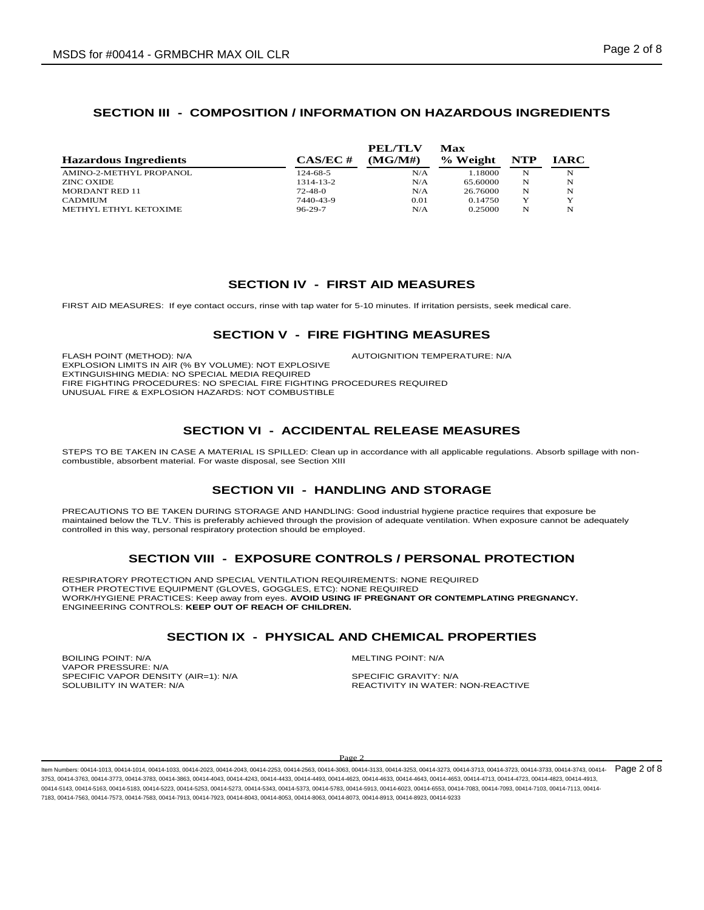## SECTION III - COMPOSITION / INFORMATION ON HAZARDOUS INGREDIENTS

| Hazardous Ingredients | CAS/EC # | PEL/TLV (MG/M#) | Max % Weight | NTP | IARC |
|---|---|---|---|---|---|
| AMINO-2-METHYL PROPANOL | 124-68-5 | N/A | 1.18000 | N | N |
| ZINC OXIDE | 1314-13-2 | N/A | 65.60000 | N | N |
| MORDANT RED 11 | 72-48-0 | N/A | 26.76000 | N | N |
| CADMIUM | 7440-43-9 | 0.01 | 0.14750 | Y | Y |
| METHYL ETHYL KETOXIME | 96-29-7 | N/A | 0.25000 | N | N |

## SECTION IV - FIRST AID MEASURES

FIRST AID MEASURES: If eye contact occurs, rinse with tap water for 5-10 minutes. If irritation persists, seek medical care.

## SECTION V - FIRE FIGHTING MEASURES

FLASH POINT (METHOD): N/A

AUTOIGNITION TEMPERATURE: N/A

EXPLOSION LIMITS IN AIR (% BY VOLUME): NOT EXPLOSIVE

EXTINGUISHING MEDIA: NO SPECIAL MEDIA REQUIRED

FIRE FIGHTING PROCEDURES: NO SPECIAL FIRE FIGHTING PROCEDURES REQUIRED

UNUSUAL FIRE & EXPLOSION HAZARDS: NOT COMBUSTIBLE

## SECTION VI - ACCIDENTAL RELEASE MEASURES

STEPS TO BE TAKEN IN CASE A MATERIAL IS SPILLED: Clean up in accordance with all applicable regulations. Absorb spillage with non-combustible, absorbent material. For waste disposal, see Section XIII

## SECTION VII - HANDLING AND STORAGE

PRECAUTIONS TO BE TAKEN DURING STORAGE AND HANDLING: Good industrial hygiene practice requires that exposure be maintained below the TLV. This is preferably achieved through the provision of adequate ventilation. When exposure cannot be adequately controlled in this way, personal respiratory protection should be employed.

## SECTION VIII - EXPOSURE CONTROLS / PERSONAL PROTECTION

RESPIRATORY PROTECTION AND SPECIAL VENTILATION REQUIREMENTS: NONE REQUIRED

OTHER PROTECTIVE EQUIPMENT (GLOVES, GOGGLES, ETC): NONE REQUIRED

WORK/HYGIENE PRACTICES: Keep away from eyes. **AVOID USING IF PREGNANT OR CONTEMPLATING PREGNANCY.**

ENGINEERING CONTROLS: **KEEP OUT OF REACH OF CHILDREN.**

## SECTION IX - PHYSICAL AND CHEMICAL PROPERTIES

BOILING POINT: N/A

MELTING POINT: N/A

VAPOR PRESSURE: N/A

SPECIFIC VAPOR DENSITY (AIR=1): N/A

SPECIFIC GRAVITY: N/A

SOLUBILITY IN WATER: N/A

REACTIVITY IN WATER: NON-REACTIVE

Item Numbers: 00414-1013, 00414-1014, 00414-1033, 00414-2023, 00414-2043, 00414-2253, 00414-2563, 00414-3063, 00414-3133, 00414-3253, 00414-3273, 00414-3713, 00414-3723, 00414-3733, 00414-3743, 00414-3753, 00414-3763, 00414-3773, 00414-3783, 00414-3863, 00414-4043, 00414-4243, 00414-4433, 00414-4493, 00414-4623, 00414-4633, 00414-4643, 00414-4653, 00414-4713, 00414-4723, 00414-4823, 00414-4913, 00414-5143, 00414-5163, 00414-5183, 00414-5223, 00414-5253, 00414-5273, 00414-5343, 00414-5373, 00414-5783, 00414-5913, 00414-6023, 00414-6553, 00414-7083, 00414-7093, 00414-7103, 00414-7113, 00414-7183, 00414-7563, 00414-7573, 00414-7583, 00414-7913, 00414-7923, 00414-8043, 00414-8053, 00414-8063, 00414-8073, 00414-8913, 00414-8923, 00414-9233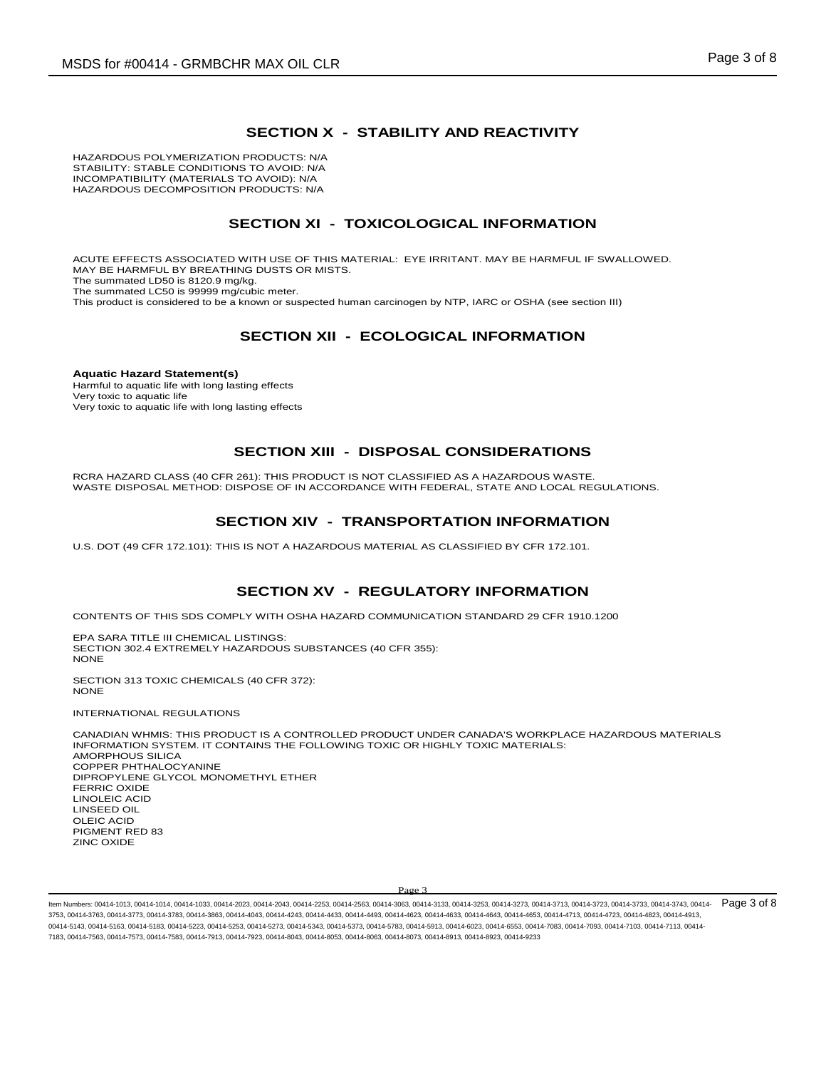## SECTION X - STABILITY AND REACTIVITY

HAZARDOUS POLYMERIZATION PRODUCTS: N/A
STABILITY: STABLE CONDITIONS TO AVOID: N/A
INCOMPATIBILITY (MATERIALS TO AVOID): N/A
HAZARDOUS DECOMPOSITION PRODUCTS: N/A

## SECTION XI - TOXICOLOGICAL INFORMATION

ACUTE EFFECTS ASSOCIATED WITH USE OF THIS MATERIAL: EYE IRRITANT. MAY BE HARMFUL IF SWALLOWED.
MAY BE HARMFUL BY BREATHING DUSTS OR MISTS.
The summated LD50 is 8120.9 mg/kg.
The summated LC50 is 99999 mg/cubic meter.
This product is considered to be a known or suspected human carcinogen by NTP, IARC or OSHA (see section III)

## SECTION XII - ECOLOGICAL INFORMATION

**Aquatic Hazard Statement(s)**
Harmful to aquatic life with long lasting effects
Very toxic to aquatic life
Very toxic to aquatic life with long lasting effects

## SECTION XIII - DISPOSAL CONSIDERATIONS

RCRA HAZARD CLASS (40 CFR 261): THIS PRODUCT IS NOT CLASSIFIED AS A HAZARDOUS WASTE.
WASTE DISPOSAL METHOD: DISPOSE OF IN ACCORDANCE WITH FEDERAL, STATE AND LOCAL REGULATIONS.

## SECTION XIV - TRANSPORTATION INFORMATION

U.S. DOT (49 CFR 172.101): THIS IS NOT A HAZARDOUS MATERIAL AS CLASSIFIED BY CFR 172.101.

## SECTION XV - REGULATORY INFORMATION

CONTENTS OF THIS SDS COMPLY WITH OSHA HAZARD COMMUNICATION STANDARD 29 CFR 1910.1200

EPA SARA TITLE III CHEMICAL LISTINGS:
SECTION 302.4 EXTREMELY HAZARDOUS SUBSTANCES (40 CFR 355):
NONE

SECTION 313 TOXIC CHEMICALS (40 CFR 372):
NONE

INTERNATIONAL REGULATIONS

CANADIAN WHMIS: THIS PRODUCT IS A CONTROLLED PRODUCT UNDER CANADA'S WORKPLACE HAZARDOUS MATERIALS INFORMATION SYSTEM. IT CONTAINS THE FOLLOWING TOXIC OR HIGHLY TOXIC MATERIALS:
AMORPHOUS SILICA
COPPER PHTHALOCYANINE
DIPROPYLENE GLYCOL MONOMETHYL ETHER
FERRIC OXIDE
LINOLEIC ACID
LINSEED OIL
OLEIC ACID
PIGMENT RED 83
ZINC OXIDE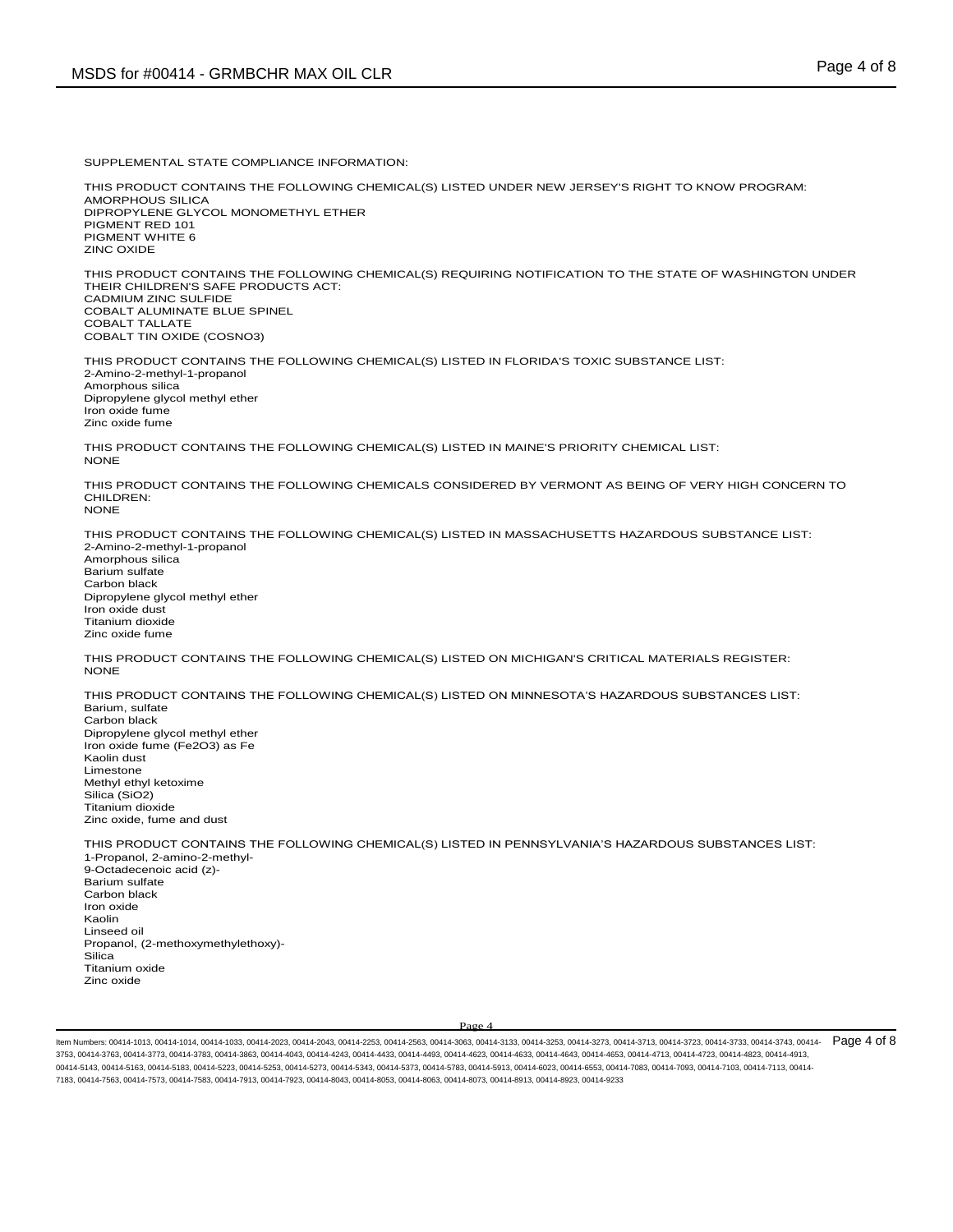SUPPLEMENTAL STATE COMPLIANCE INFORMATION:

THIS PRODUCT CONTAINS THE FOLLOWING CHEMICAL(S) LISTED UNDER NEW JERSEY'S RIGHT TO KNOW PROGRAM:
AMORPHOUS SILICA
DIPROPYLENE GLYCOL MONOMETHYL ETHER
PIGMENT RED 101
PIGMENT WHITE 6
ZINC OXIDE

THIS PRODUCT CONTAINS THE FOLLOWING CHEMICAL(S) REQUIRING NOTIFICATION TO THE STATE OF WASHINGTON UNDER THEIR CHILDREN'S SAFE PRODUCTS ACT:
CADMIUM ZINC SULFIDE
COBALT ALUMINATE BLUE SPINEL
COBALT TALLATE
COBALT TIN OXIDE (COSNO3)

THIS PRODUCT CONTAINS THE FOLLOWING CHEMICAL(S) LISTED IN FLORIDA'S TOXIC SUBSTANCE LIST:
2-Amino-2-methyl-1-propanol
Amorphous silica
Dipropylene glycol methyl ether
Iron oxide fume
Zinc oxide fume

THIS PRODUCT CONTAINS THE FOLLOWING CHEMICAL(S) LISTED IN MAINE'S PRIORITY CHEMICAL LIST:
NONE

THIS PRODUCT CONTAINS THE FOLLOWING CHEMICALS CONSIDERED BY VERMONT AS BEING OF VERY HIGH CONCERN TO CHILDREN:
NONE

THIS PRODUCT CONTAINS THE FOLLOWING CHEMICAL(S) LISTED IN MASSACHUSETTS HAZARDOUS SUBSTANCE LIST:
2-Amino-2-methyl-1-propanol
Amorphous silica
Barium sulfate
Carbon black
Dipropylene glycol methyl ether
Iron oxide dust
Titanium dioxide
Zinc oxide fume

THIS PRODUCT CONTAINS THE FOLLOWING CHEMICAL(S) LISTED ON MICHIGAN'S CRITICAL MATERIALS REGISTER:
NONE

THIS PRODUCT CONTAINS THE FOLLOWING CHEMICAL(S) LISTED ON MINNESOTA'S HAZARDOUS SUBSTANCES LIST:
Barium, sulfate
Carbon black
Dipropylene glycol methyl ether
Iron oxide fume ($Fe_2O_3$) as Fe
Kaolin dust
Limestone
Methyl ethyl ketoxime
Silica ($SiO_2$)
Titanium dioxide
Zinc oxide, fume and dust

THIS PRODUCT CONTAINS THE FOLLOWING CHEMICAL(S) LISTED IN PENNSYLVANIA'S HAZARDOUS SUBSTANCES LIST:
1-Propanol, 2-amino-2-methyl-
9-Octadecenoic acid (z)-
Barium sulfate
Carbon black
Iron oxide
Kaolin
Linseed oil
Propanol, (2-methoxymethylethoxy)-
Silica
Titanium oxide
Zinc oxide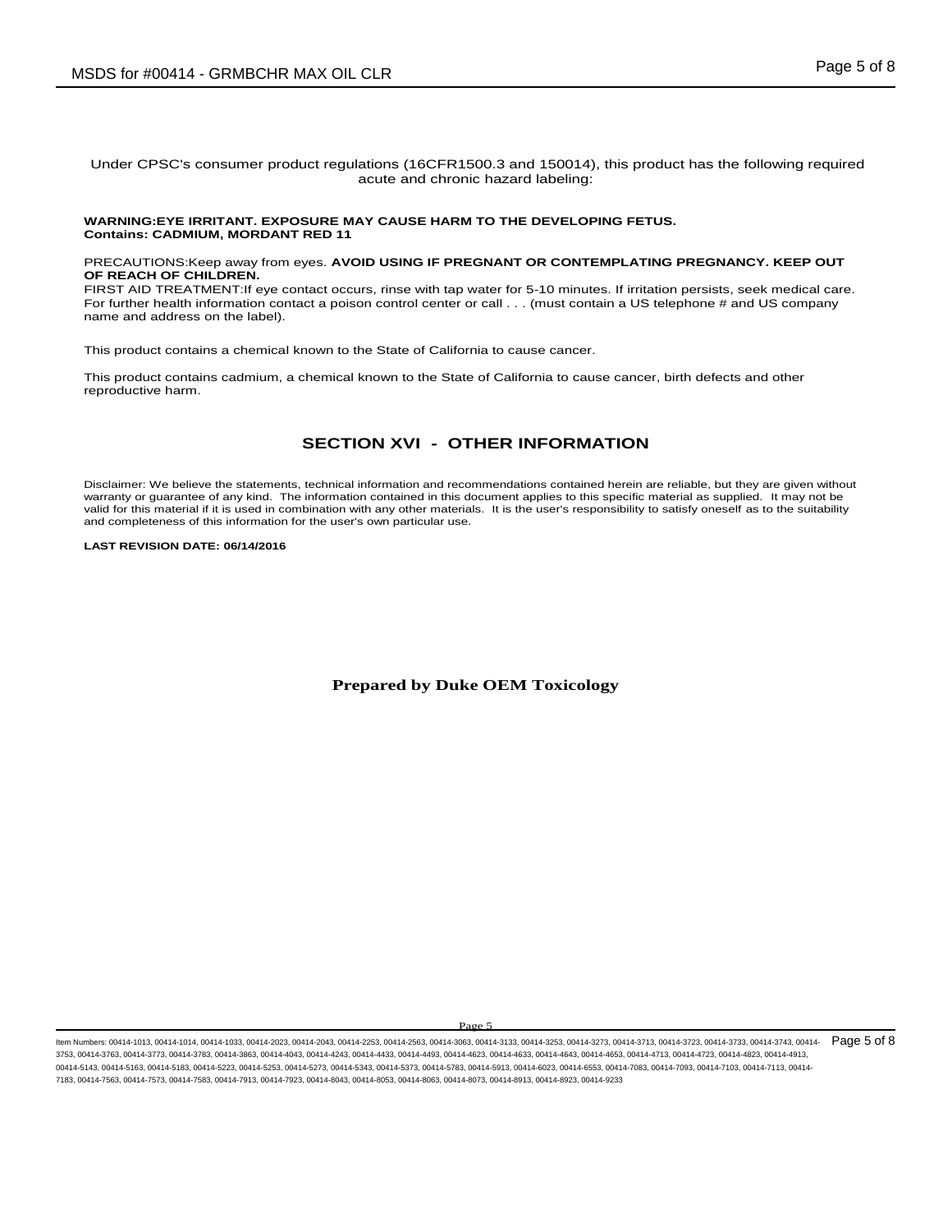Under CPSC's consumer product regulations (16CFR1500.3 and 150014), this product has the following required acute and chronic hazard labeling:

**WARNING:EYE IRRITANT. EXPOSURE MAY CAUSE HARM TO THE DEVELOPING FETUS.**
**Contains: CADMIUM, MORDANT RED 11**

PRECAUTIONS:Keep away from eyes. **AVOID USING IF PREGNANT OR CONTEMPLATING PREGNANCY. KEEP OUT OF REACH OF CHILDREN.**
FIRST AID TREATMENT:If eye contact occurs, rinse with tap water for 5-10 minutes. If irritation persists, seek medical care. For further health information contact a poison control center or call . . . (must contain a US telephone # and US company name and address on the label).

This product contains a chemical known to the State of California to cause cancer.

This product contains cadmium, a chemical known to the State of California to cause cancer, birth defects and other reproductive harm.

## SECTION XVI - OTHER INFORMATION

Disclaimer: We believe the statements, technical information and recommendations contained herein are reliable, but they are given without warranty or guarantee of any kind. The information contained in this document applies to this specific material as supplied. It may not be valid for this material if it is used in combination with any other materials. It is the user's responsibility to satisfy oneself as to the suitability and completeness of this information for the user's own particular use.

**LAST REVISION DATE: 06/14/2016**

**Prepared by Duke OEM Toxicology**

Item Numbers: 00414-1013, 00414-1014, 00414-1033, 00414-2023, 00414-2043, 00414-2253, 00414-2563, 00414-3063, 00414-3133, 00414-3253, 00414-3273, 00414-3713, 00414-3723, 00414-3733, 00414-3743, 00414-3753, 00414-3763, 00414-3773, 00414-3783, 00414-3863, 00414-4043, 00414-4243, 00414-4433, 00414-4493, 00414-4623, 00414-4633, 00414-4643, 00414-4653, 00414-4713, 00414-4723, 00414-4823, 00414-4913, 00414-5143, 00414-5163, 00414-5183, 00414-5223, 00414-5253, 00414-5273, 00414-5343, 00414-5373, 00414-5783, 00414-5913, 00414-6023, 00414-6553, 00414-7083, 00414-7093, 00414-7103, 00414-7113, 00414-7183, 00414-7563, 00414-7573, 00414-7583, 00414-7913, 00414-7923, 00414-8043, 00414-8053, 00414-8063, 00414-8073, 00414-8913, 00414-8923, 00414-9233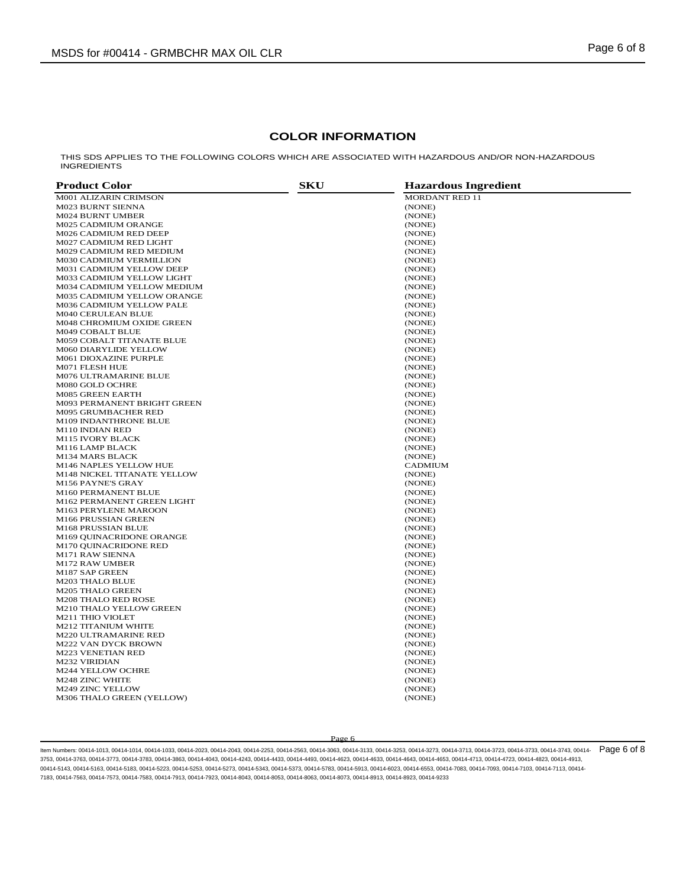## COLOR INFORMATION

THIS SDS APPLIES TO THE FOLLOWING COLORS WHICH ARE ASSOCIATED WITH HAZARDOUS AND/OR NON-HAZARDOUS INGREDIENTS

| Product Color | SKU | Hazardous Ingredient |
| --- | --- | --- |
| M001 ALIZARIN CRIMSON | | MORDANT RED 11 |
| M023 BURNT SIENNA | | (NONE) |
| M024 BURNT UMBER | | (NONE) |
| M025 CADMIUM ORANGE | | (NONE) |
| M026 CADMIUM RED DEEP | | (NONE) |
| M027 CADMIUM RED LIGHT | | (NONE) |
| M029 CADMIUM RED MEDIUM | | (NONE) |
| M030 CADMIUM VERMILLION | | (NONE) |
| M031 CADMIUM YELLOW DEEP | | (NONE) |
| M033 CADMIUM YELLOW LIGHT | | (NONE) |
| M034 CADMIUM YELLOW MEDIUM | | (NONE) |
| M035 CADMIUM YELLOW ORANGE | | (NONE) |
| M036 CADMIUM YELLOW PALE | | (NONE) |
| M040 CERULEAN BLUE | | (NONE) |
| M048 CHROMIUM OXIDE GREEN | | (NONE) |
| M049 COBALT BLUE | | (NONE) |
| M059 COBALT TITANATE BLUE | | (NONE) |
| M060 DIARYLIDE YELLOW | | (NONE) |
| M061 DIOXAZINE PURPLE | | (NONE) |
| M071 FLESH HUE | | (NONE) |
| M076 ULTRAMARINE BLUE | | (NONE) |
| M080 GOLD OCHRE | | (NONE) |
| M085 GREEN EARTH | | (NONE) |
| M093 PERMANENT BRIGHT GREEN | | (NONE) |
| M095 GRUMBACHER RED | | (NONE) |
| M109 INDANTHRONE BLUE | | (NONE) |
| M110 INDIAN RED | | (NONE) |
| M115 IVORY BLACK | | (NONE) |
| M116 LAMP BLACK | | (NONE) |
| M134 MARS BLACK | | (NONE) |
| M146 NAPLES YELLOW HUE | | CADMIUM |
| M148 NICKEL TITANATE YELLOW | | (NONE) |
| M156 PAYNE'S GRAY | | (NONE) |
| M160 PERMANENT BLUE | | (NONE) |
| M162 PERMANENT GREEN LIGHT | | (NONE) |
| M163 PERYLENE MAROON | | (NONE) |
| M166 PRUSSIAN GREEN | | (NONE) |
| M168 PRUSSIAN BLUE | | (NONE) |
| M169 QUINACRIDONE ORANGE | | (NONE) |
| M170 QUINACRIDONE RED | | (NONE) |
| M171 RAW SIENNA | | (NONE) |
| M172 RAW UMBER | | (NONE) |
| M187 SAP GREEN | | (NONE) |
| M203 THALO BLUE | | (NONE) |
| M205 THALO GREEN | | (NONE) |
| M208 THALO RED ROSE | | (NONE) |
| M210 THALO YELLOW GREEN | | (NONE) |
| M211 THIO VIOLET | | (NONE) |
| M212 TITANIUM WHITE | | (NONE) |
| M220 ULTRAMARINE RED | | (NONE) |
| M222 VAN DYCK BROWN | | (NONE) |
| M223 VENETIAN RED | | (NONE) |
| M232 VIRIDIAN | | (NONE) |
| M244 YELLOW OCHRE | | (NONE) |
| M248 ZINC WHITE | | (NONE) |
| M249 ZINC YELLOW | | (NONE) |
| M306 THALO GREEN (YELLOW) | | (NONE) |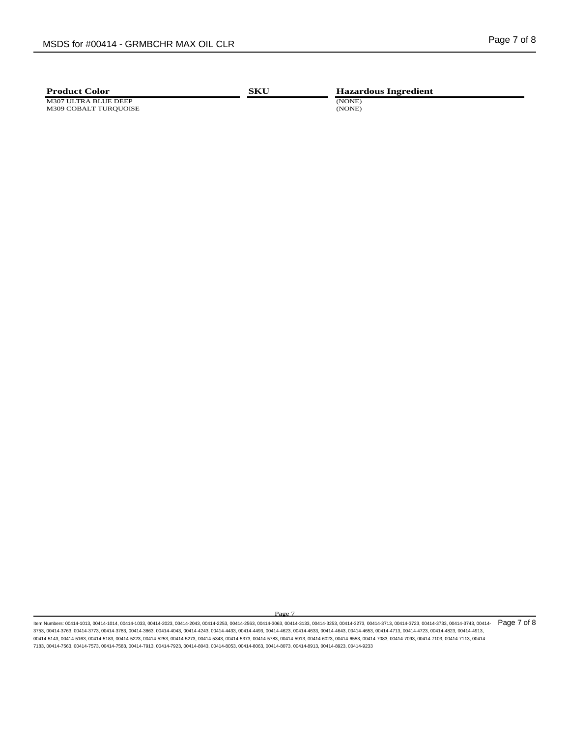| Product Color | SKU | Hazardous Ingredient |
|---|---|---|
| M307 ULTRA BLUE DEEP | | (NONE) |
| M309 COBALT TURQUOISE | | (NONE) |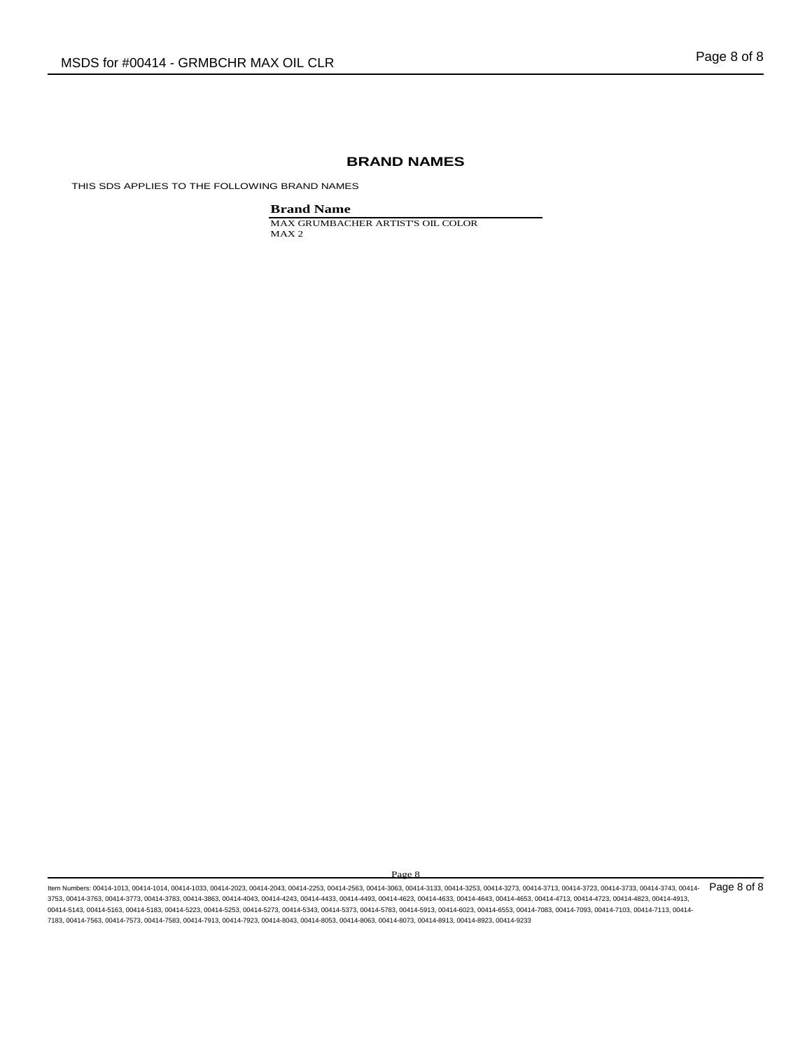## BRAND NAMES

THIS SDS APPLIES TO THE FOLLOWING BRAND NAMES

| Brand Name |
| --- |
| MAX GRUMBACHER ARTIST'S OIL COLOR |
| MAX 2 |